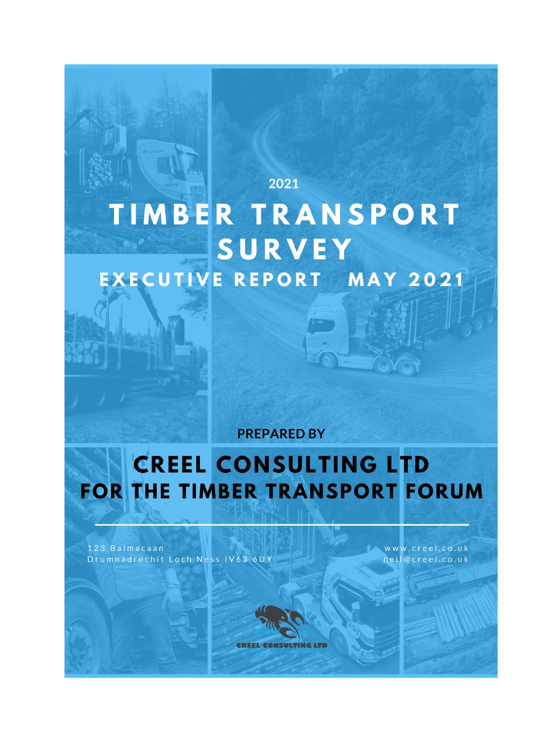2021

# TIMBER TRANSPORT SURVEY

## EXECUTIVE REPORT MAY 2021

PREPARED BY

## CREEL CONSULTING LTD FOR THE TIMBER TRANSPORT FORUM

123 Balmacaan
Drumnadrochit Loch Ness IV63 6UY

www.creel.co.uk
neil@creel.co.uk

CREEL CONSULTING LTD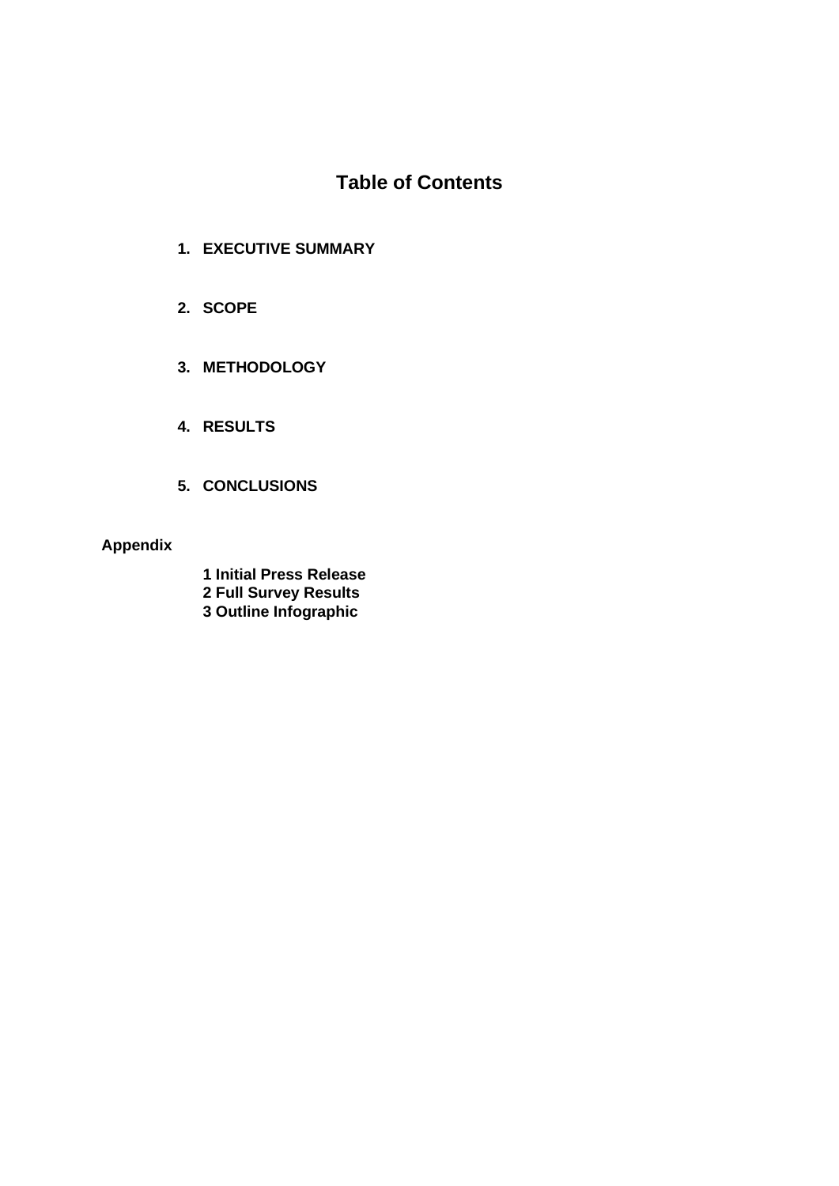# Table of Contents

1. **EXECUTIVE SUMMARY**

2. **SCOPE**

3. **METHODOLOGY**

4. **RESULTS**

5. **CONCLUSIONS**

**Appendix**

**1 Initial Press Release**
**2 Full Survey Results**
**3 Outline Infographic**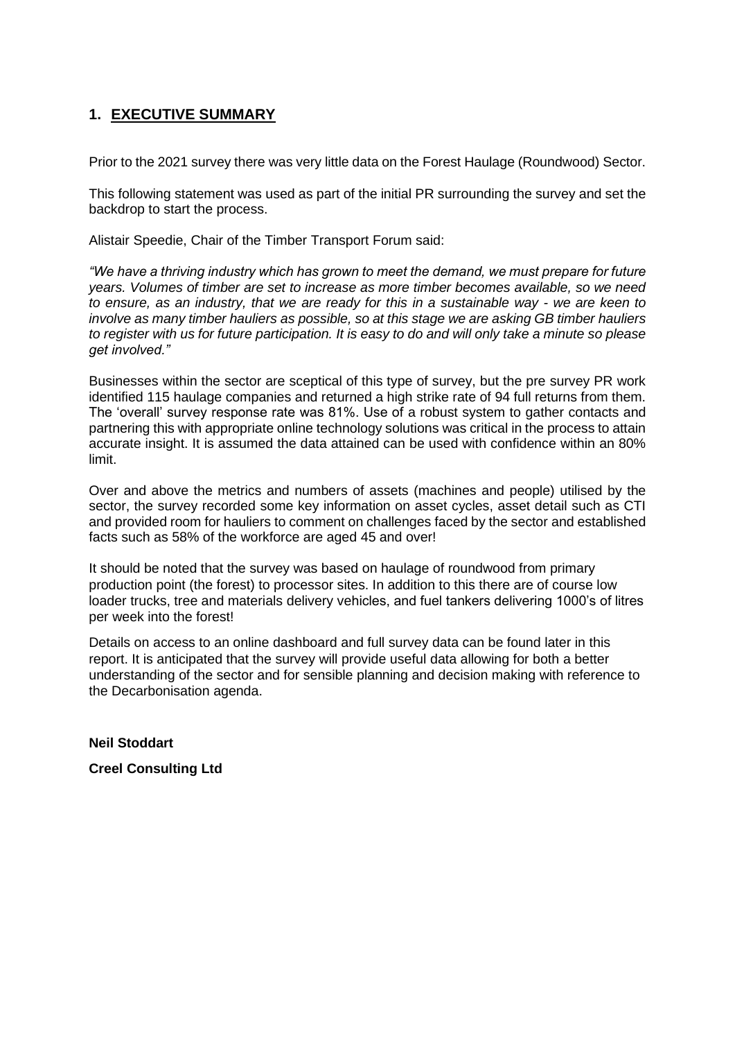## 1. EXECUTIVE SUMMARY

Prior to the 2021 survey there was very little data on the Forest Haulage (Roundwood) Sector.

This following statement was used as part of the initial PR surrounding the survey and set the backdrop to start the process.

Alistair Speedie, Chair of the Timber Transport Forum said:

*"We have a thriving industry which has grown to meet the demand, we must prepare for future years. Volumes of timber are set to increase as more timber becomes available, so we need to ensure, as an industry, that we are ready for this in a sustainable way - we are keen to involve as many timber hauliers as possible, so at this stage we are asking GB timber hauliers to register with us for future participation. It is easy to do and will only take a minute so please get involved."*

Businesses within the sector are sceptical of this type of survey, but the pre survey PR work identified 115 haulage companies and returned a high strike rate of 94 full returns from them. The 'overall' survey response rate was 81%. Use of a robust system to gather contacts and partnering this with appropriate online technology solutions was critical in the process to attain accurate insight. It is assumed the data attained can be used with confidence within an 80% limit.

Over and above the metrics and numbers of assets (machines and people) utilised by the sector, the survey recorded some key information on asset cycles, asset detail such as CTI and provided room for hauliers to comment on challenges faced by the sector and established facts such as 58% of the workforce are aged 45 and over!

It should be noted that the survey was based on haulage of roundwood from primary production point (the forest) to processor sites. In addition to this there are of course low loader trucks, tree and materials delivery vehicles, and fuel tankers delivering 1000's of litres per week into the forest!

Details on access to an online dashboard and full survey data can be found later in this report. It is anticipated that the survey will provide useful data allowing for both a better understanding of the sector and for sensible planning and decision making with reference to the Decarbonisation agenda.

**Neil Stoddart**

**Creel Consulting Ltd**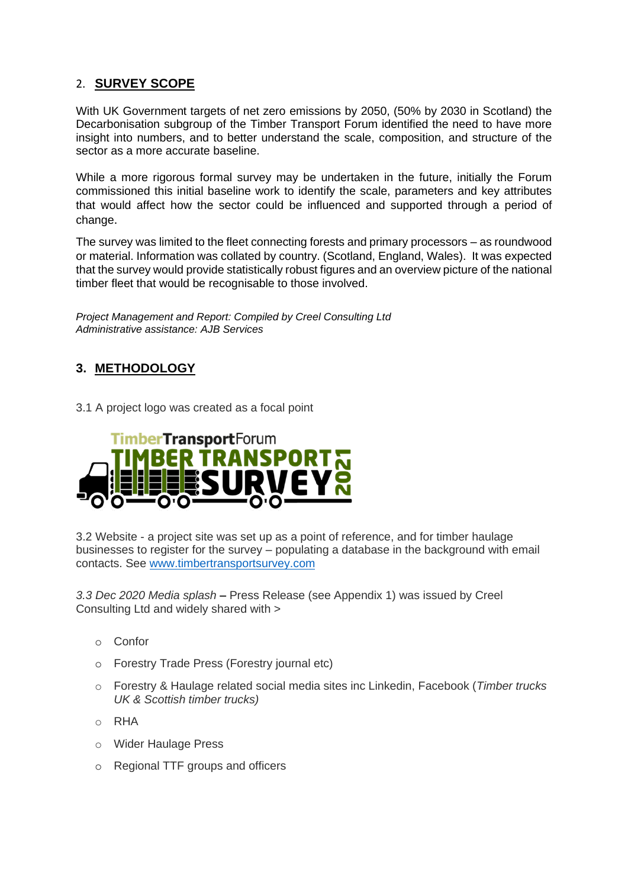## 2. SURVEY SCOPE

With UK Government targets of net zero emissions by 2050, (50% by 2030 in Scotland) the Decarbonisation subgroup of the Timber Transport Forum identified the need to have more insight into numbers, and to better understand the scale, composition, and structure of the sector as a more accurate baseline.

While a more rigorous formal survey may be undertaken in the future, initially the Forum commissioned this initial baseline work to identify the scale, parameters and key attributes that would affect how the sector could be influenced and supported through a period of change.

The survey was limited to the fleet connecting forests and primary processors – as roundwood or material. Information was collated by country. (Scotland, England, Wales). It was expected that the survey would provide statistically robust figures and an overview picture of the national timber fleet that would be recognisable to those involved.

*Project Management and Report: Compiled by Creel Consulting Ltd*
*Administrative assistance: AJB Services*

## 3. METHODOLOGY

3.1 A project logo was created as a focal point

TimberTransportForum
TIMBER TRANSPORT SURVEY 2021

3.2 Website - a project site was set up as a point of reference, and for timber haulage businesses to register for the survey – populating a database in the background with email contacts. See [www.timbertransportsurvey.com](http://www.timbertransportsurvey.com)

*3.3 Dec 2020 Media splash* **–** Press Release (see Appendix 1) was issued by Creel Consulting Ltd and widely shared with >

- Confor
- Forestry Trade Press (Forestry journal etc)
- Forestry & Haulage related social media sites inc Linkedin, Facebook (*Timber trucks UK & Scottish timber trucks)*
- RHA
- Wider Haulage Press
- Regional TTF groups and officers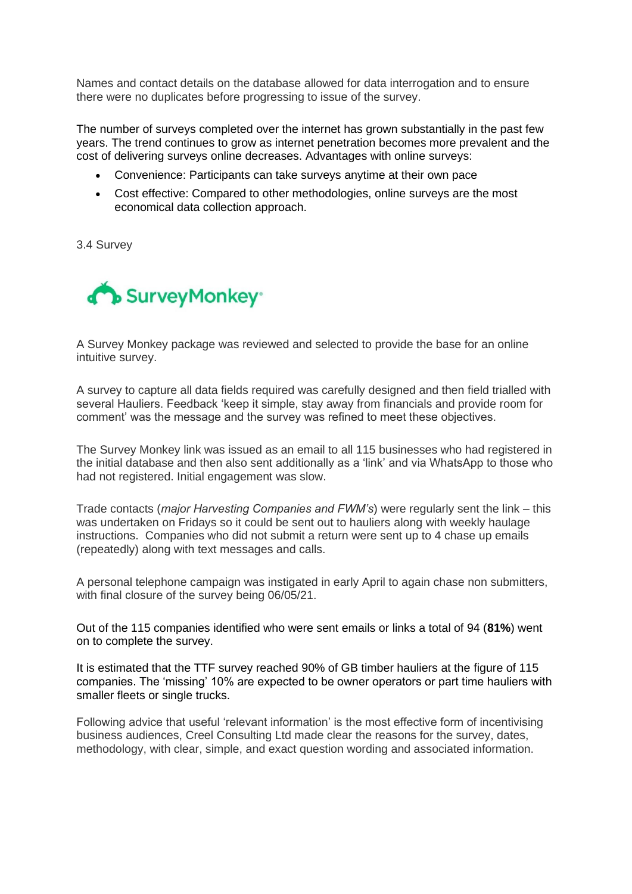Names and contact details on the database allowed for data interrogation and to ensure there were no duplicates before progressing to issue of the survey.

The number of surveys completed over the internet has grown substantially in the past few years. The trend continues to grow as internet penetration becomes more prevalent and the cost of delivering surveys online decreases. Advantages with online surveys:

- Convenience: Participants can take surveys anytime at their own pace
- Cost effective: Compared to other methodologies, online surveys are the most economical data collection approach.

3.4 Survey

SurveyMonkey

A Survey Monkey package was reviewed and selected to provide the base for an online intuitive survey.

A survey to capture all data fields required was carefully designed and then field trialled with several Hauliers. Feedback 'keep it simple, stay away from financials and provide room for comment' was the message and the survey was refined to meet these objectives.

The Survey Monkey link was issued as an email to all 115 businesses who had registered in the initial database and then also sent additionally as a 'link' and via WhatsApp to those who had not registered. Initial engagement was slow.

Trade contacts (*major Harvesting Companies and FWM's*) were regularly sent the link – this was undertaken on Fridays so it could be sent out to hauliers along with weekly haulage instructions. Companies who did not submit a return were sent up to 4 chase up emails (repeatedly) along with text messages and calls.

A personal telephone campaign was instigated in early April to again chase non submitters, with final closure of the survey being 06/05/21.

Out of the 115 companies identified who were sent emails or links a total of 94 (**81%**) went on to complete the survey.

It is estimated that the TTF survey reached 90% of GB timber hauliers at the figure of 115 companies. The 'missing' 10% are expected to be owner operators or part time hauliers with smaller fleets or single trucks.

Following advice that useful 'relevant information' is the most effective form of incentivising business audiences, Creel Consulting Ltd made clear the reasons for the survey, dates, methodology, with clear, simple, and exact question wording and associated information.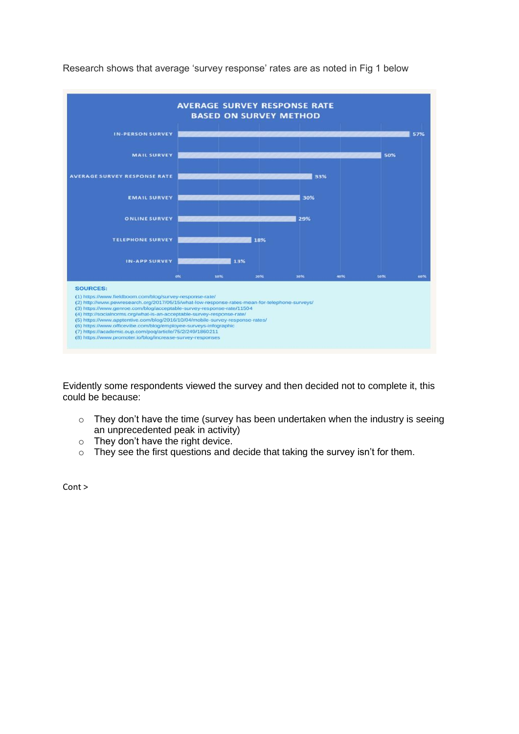Research shows that average 'survey response' rates are as noted in Fig 1 below

**AVERAGE SURVEY RESPONSE RATE BASED ON SURVEY METHOD**

| Survey Method | Response Rate |
| --- | --- |
| IN-PERSON SURVEY | 57% |
| MAIL SURVEY | 50% |
| AVERAGE SURVEY RESPONSE RATE | 33% |
| EMAIL SURVEY | 30% |
| ONLINE SURVEY | 29% |
| TELEPHONE SURVEY | 18% |
| IN-APP SURVEY | 13% |

**SOURCES:**

(1) https://www.fieldboom.com/blog/survey-response-rate/
(2) http://www.pewresearch.org/2017/05/15/what-low-response-rates-mean-for-telephone-surveys/
(3) https://www.genroe.com/blog/acceptable-survey-response-rate/11504
(4) http://socialnorms.org/what-is-an-acceptable-survey-response-rate/
(5) https://www.apptentive.com/blog/2016/10/04/mobile-survey-response-rates/
(6) https://www.officevibe.com/blog/employee-surveys-infographic
(7) https://academic.oup.com/poq/article/75/2/249/1860211
(8) https://www.promoter.io/blog/increase-survey-responses

Evidently some respondents viewed the survey and then decided not to complete it, this could be because:

- They don't have the time (survey has been undertaken when the industry is seeing an unprecedented peak in activity)
- They don't have the right device.
- They see the first questions and decide that taking the survey isn't for them.

Cont >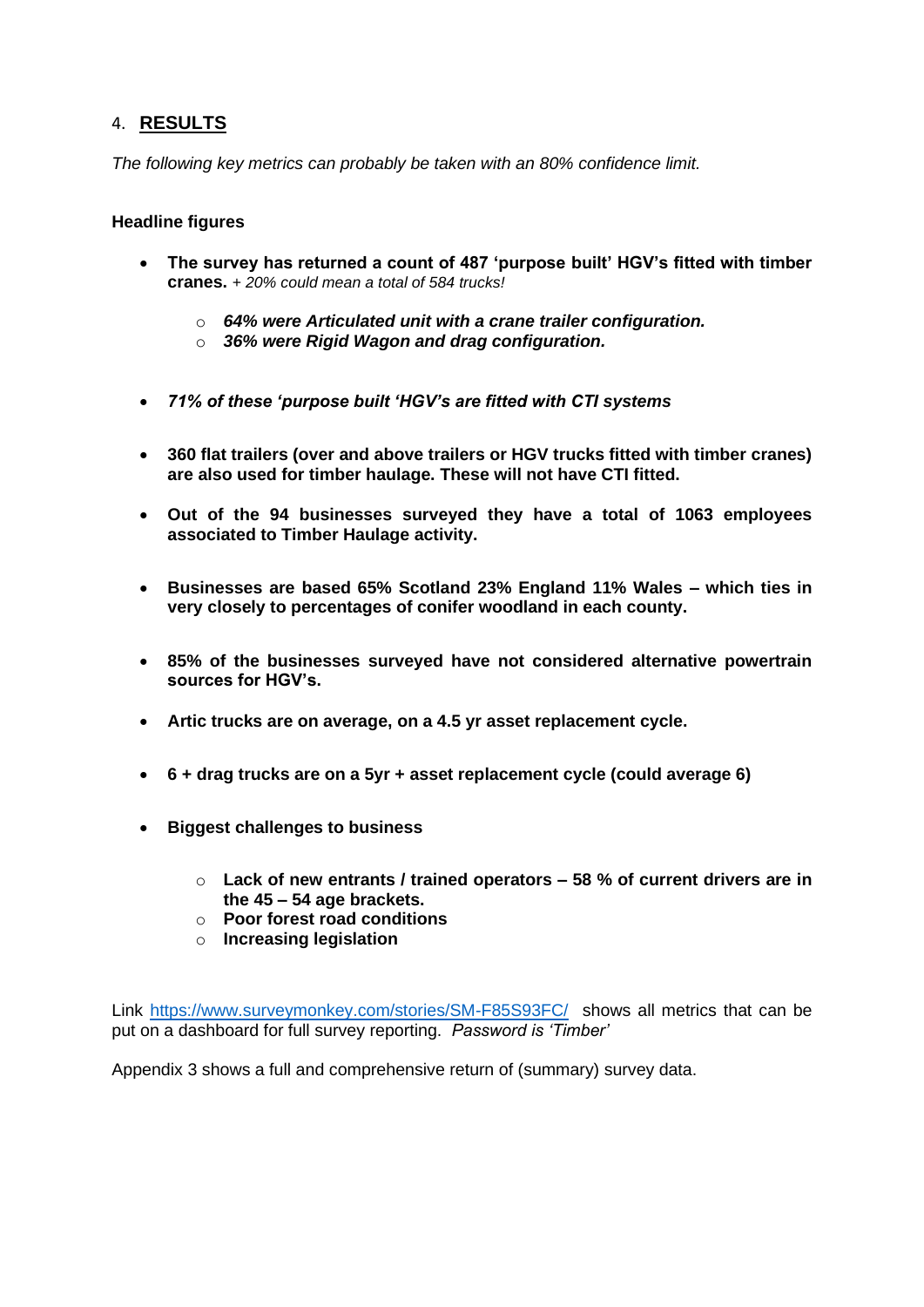## 4. RESULTS

*The following key metrics can probably be taken with an 80% confidence limit.*

**Headline figures**

- **The survey has returned a count of 487 'purpose built' HGV's fitted with timber cranes.** *+ 20% could mean a total of 584 trucks!*
    - ***64% were Articulated unit with a crane trailer configuration.***
    - ***36% were Rigid Wagon and drag configuration.***

- ***71% of these 'purpose built 'HGV's are fitted with CTI systems***

- **360 flat trailers (over and above trailers or HGV trucks fitted with timber cranes) are also used for timber haulage. These will not have CTI fitted.**

- **Out of the 94 businesses surveyed they have a total of 1063 employees associated to Timber Haulage activity.**

- **Businesses are based 65% Scotland 23% England 11% Wales – which ties in very closely to percentages of conifer woodland in each county.**

- **85% of the businesses surveyed have not considered alternative powertrain sources for HGV's.**

- **Artic trucks are on average, on a 4.5 yr asset replacement cycle.**

- **6 + drag trucks are on a 5yr + asset replacement cycle (could average 6)**

- **Biggest challenges to business**
    - **Lack of new entrants / trained operators – 58 % of current drivers are in the 45 – 54 age brackets.**
    - **Poor forest road conditions**
    - **Increasing legislation**

Link https://www.surveymonkey.com/stories/SM-F85S93FC/ shows all metrics that can be put on a dashboard for full survey reporting. *Password is 'Timber'*

Appendix 3 shows a full and comprehensive return of (summary) survey data.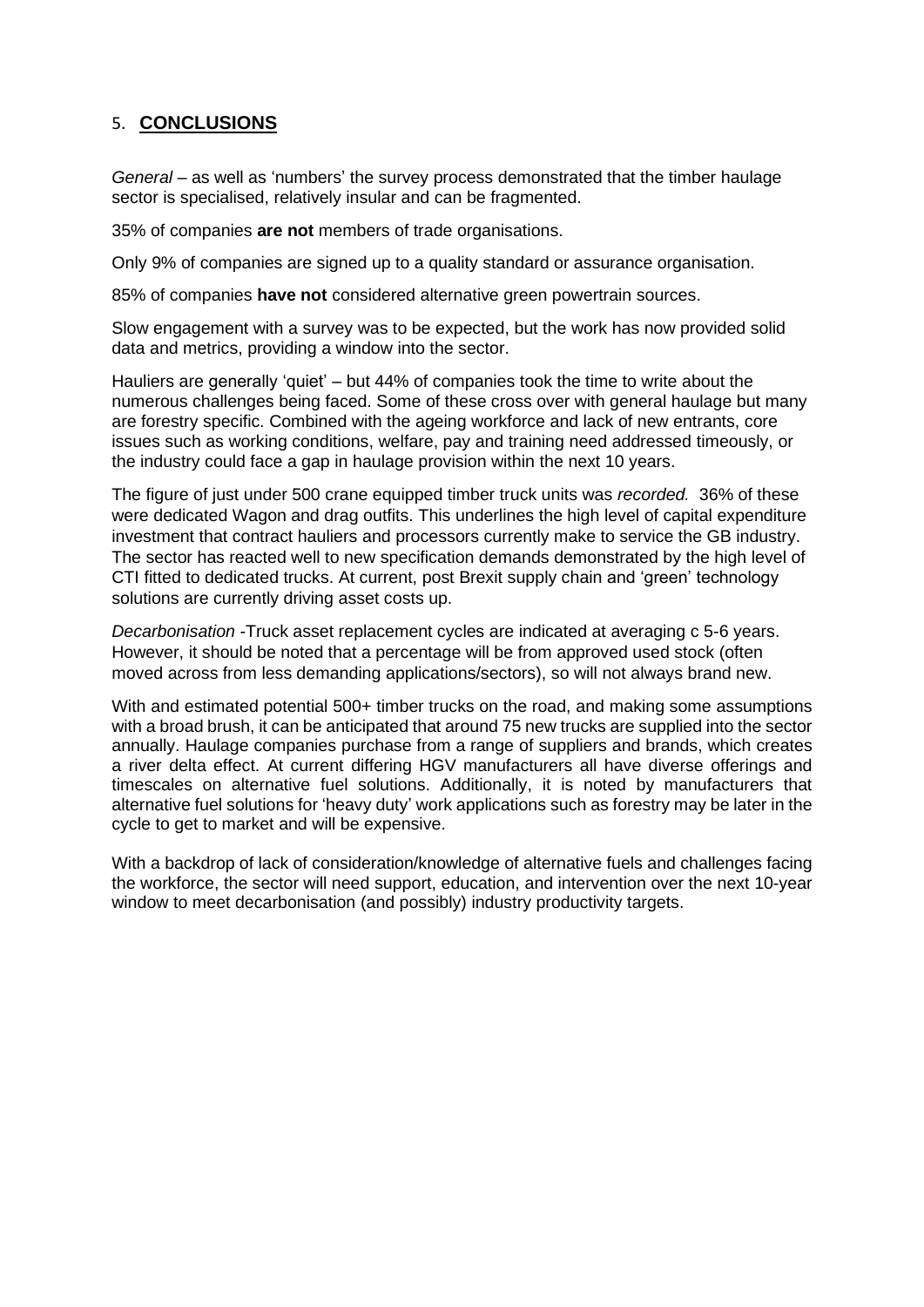## 5. **CONCLUSIONS**

*General* – as well as 'numbers' the survey process demonstrated that the timber haulage sector is specialised, relatively insular and can be fragmented.

35% of companies **are not** members of trade organisations.

Only 9% of companies are signed up to a quality standard or assurance organisation.

85% of companies **have not** considered alternative green powertrain sources.

Slow engagement with a survey was to be expected, but the work has now provided solid data and metrics, providing a window into the sector.

Hauliers are generally 'quiet' – but 44% of companies took the time to write about the numerous challenges being faced. Some of these cross over with general haulage but many are forestry specific. Combined with the ageing workforce and lack of new entrants, core issues such as working conditions, welfare, pay and training need addressed timeously, or the industry could face a gap in haulage provision within the next 10 years.

The figure of just under 500 crane equipped timber truck units was *recorded.* 36% of these were dedicated Wagon and drag outfits. This underlines the high level of capital expenditure investment that contract hauliers and processors currently make to service the GB industry. The sector has reacted well to new specification demands demonstrated by the high level of CTI fitted to dedicated trucks. At current, post Brexit supply chain and 'green' technology solutions are currently driving asset costs up.

*Decarbonisation* -Truck asset replacement cycles are indicated at averaging c 5-6 years. However, it should be noted that a percentage will be from approved used stock (often moved across from less demanding applications/sectors), so will not always brand new.

With and estimated potential 500+ timber trucks on the road, and making some assumptions with a broad brush, it can be anticipated that around 75 new trucks are supplied into the sector annually. Haulage companies purchase from a range of suppliers and brands, which creates a river delta effect. At current differing HGV manufacturers all have diverse offerings and timescales on alternative fuel solutions. Additionally, it is noted by manufacturers that alternative fuel solutions for 'heavy duty' work applications such as forestry may be later in the cycle to get to market and will be expensive.

With a backdrop of lack of consideration/knowledge of alternative fuels and challenges facing the workforce, the sector will need support, education, and intervention over the next 10-year window to meet decarbonisation (and possibly) industry productivity targets.